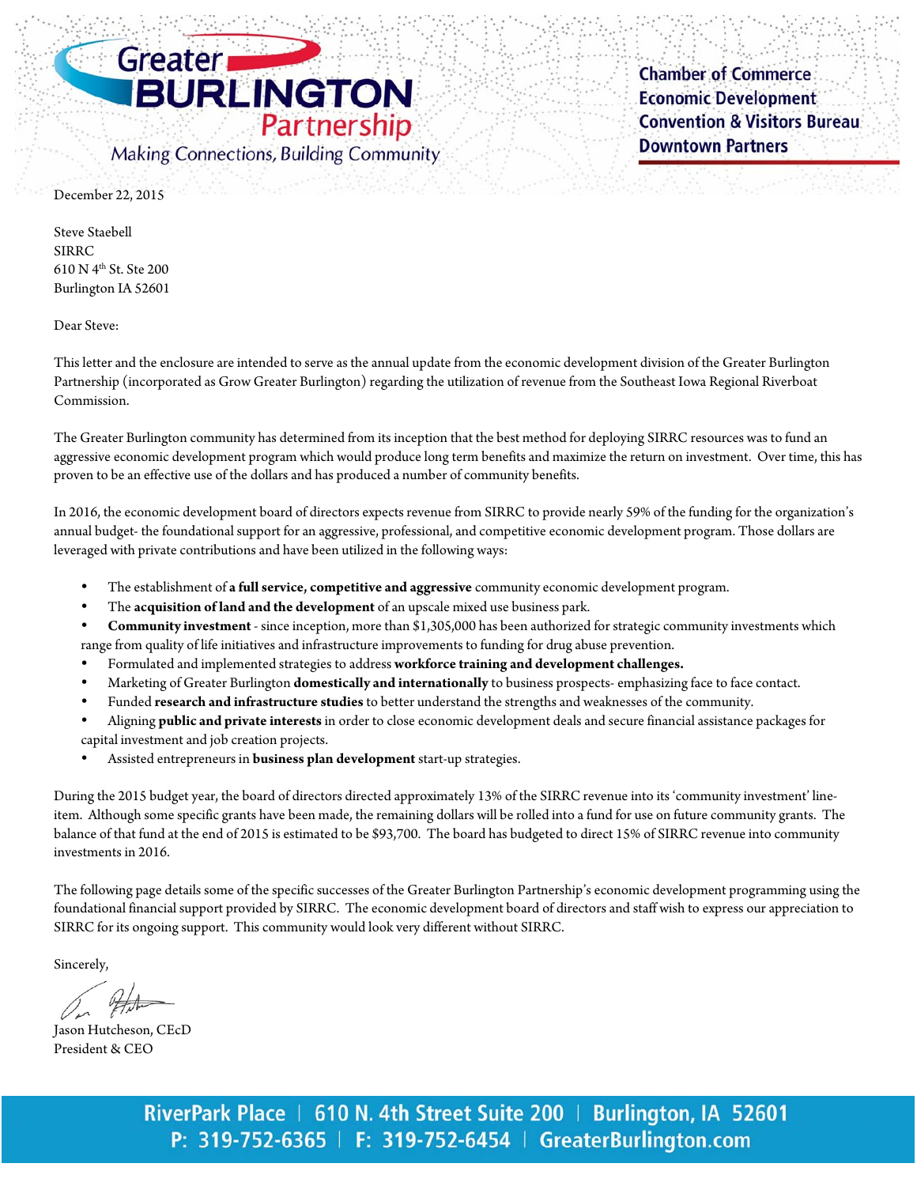Greater **BURLINGTON** Partnership

Making Connections, Building Community

Chamber of Commerce
Economic Development
Convention & Visitors Bureau
Downtown Partners

December 22, 2015

Steve Staebell
SIRRC
610 N 4th St. Ste 200
Burlington IA 52601

Dear Steve:

This letter and the enclosure are intended to serve as the annual update from the economic development division of the Greater Burlington Partnership (incorporated as Grow Greater Burlington) regarding the utilization of revenue from the Southeast Iowa Regional Riverboat Commission.

The Greater Burlington community has determined from its inception that the best method for deploying SIRRC resources was to fund an aggressive economic development program which would produce long term benefits and maximize the return on investment. Over time, this has proven to be an effective use of the dollars and has produced a number of community benefits.

In 2016, the economic development board of directors expects revenue from SIRRC to provide nearly 59% of the funding for the organization's annual budget- the foundational support for an aggressive, professional, and competitive economic development program. Those dollars are leveraged with private contributions and have been utilized in the following ways:

- The establishment of **a full service, competitive and aggressive** community economic development program.
- The **acquisition of land and the development** of an upscale mixed use business park.
- **Community investment** - since inception, more than $1,305,000 has been authorized for strategic community investments which range from quality of life initiatives and infrastructure improvements to funding for drug abuse prevention.
- Formulated and implemented strategies to address **workforce training and development challenges.**
- Marketing of Greater Burlington **domestically and internationally** to business prospects- emphasizing face to face contact.
- Funded **research and infrastructure studies** to better understand the strengths and weaknesses of the community.
- Aligning **public and private interests** in order to close economic development deals and secure financial assistance packages for capital investment and job creation projects.
- Assisted entrepreneurs in **business plan development** start-up strategies.

During the 2015 budget year, the board of directors directed approximately 13% of the SIRRC revenue into its 'community investment' line-item. Although some specific grants have been made, the remaining dollars will be rolled into a fund for use on future community grants. The balance of that fund at the end of 2015 is estimated to be $93,700. The board has budgeted to direct 15% of SIRRC revenue into community investments in 2016.

The following page details some of the specific successes of the Greater Burlington Partnership's economic development programming using the foundational financial support provided by SIRRC. The economic development board of directors and staff wish to express our appreciation to SIRRC for its ongoing support. This community would look very different without SIRRC.

Sincerely,

Jason Hutcheson, CEcD
President & CEO

RiverPark Place | 610 N. 4th Street Suite 200 | Burlington, IA 52601
P: 319-752-6365 | F: 319-752-6454 | GreaterBurlington.com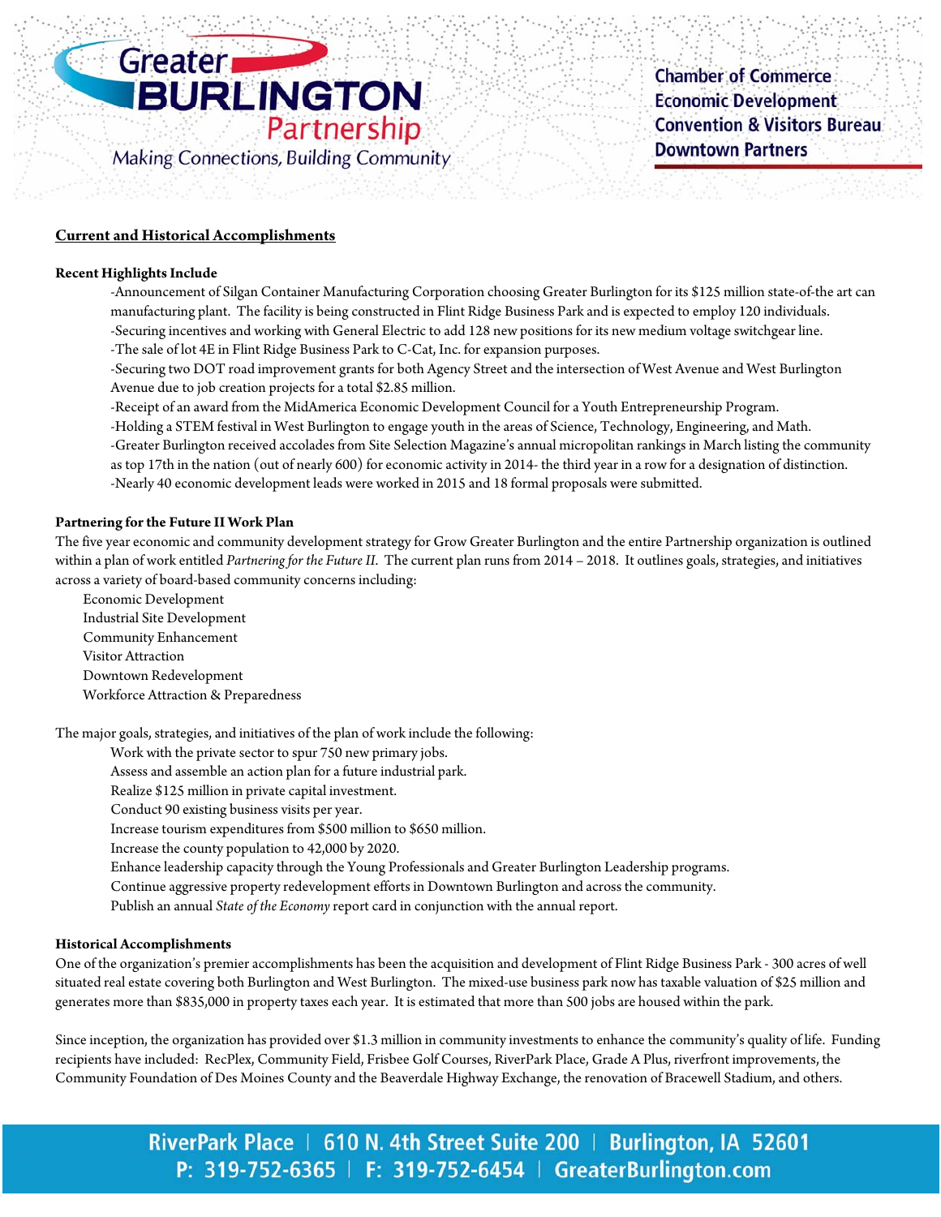Greater BURLINGTON Partnership

Making Connections, Building Community

Chamber of Commerce
Economic Development
Convention & Visitors Bureau
Downtown Partners

## Current and Historical Accomplishments

**Recent Highlights Include**

-Announcement of Silgan Container Manufacturing Corporation choosing Greater Burlington for its $125 million state-of-the art can manufacturing plant. The facility is being constructed in Flint Ridge Business Park and is expected to employ 120 individuals.
-Securing incentives and working with General Electric to add 128 new positions for its new medium voltage switchgear line.
-The sale of lot 4E in Flint Ridge Business Park to C-Cat, Inc. for expansion purposes.
-Securing two DOT road improvement grants for both Agency Street and the intersection of West Avenue and West Burlington Avenue due to job creation projects for a total $2.85 million.
-Receipt of an award from the MidAmerica Economic Development Council for a Youth Entrepreneurship Program.
-Holding a STEM festival in West Burlington to engage youth in the areas of Science, Technology, Engineering, and Math.
-Greater Burlington received accolades from Site Selection Magazine's annual micropolitan rankings in March listing the community as top 17th in the nation (out of nearly 600) for economic activity in 2014- the third year in a row for a designation of distinction.
-Nearly 40 economic development leads were worked in 2015 and 18 formal proposals were submitted.

**Partnering for the Future II Work Plan**

The five year economic and community development strategy for Grow Greater Burlington and the entire Partnership organization is outlined within a plan of work entitled *Partnering for the Future II*. The current plan runs from 2014 – 2018. It outlines goals, strategies, and initiatives across a variety of board-based community concerns including:

Economic Development
Industrial Site Development
Community Enhancement
Visitor Attraction
Downtown Redevelopment
Workforce Attraction & Preparedness

The major goals, strategies, and initiatives of the plan of work include the following:

Work with the private sector to spur 750 new primary jobs.
Assess and assemble an action plan for a future industrial park.
Realize $125 million in private capital investment.
Conduct 90 existing business visits per year.
Increase tourism expenditures from $500 million to $650 million.
Increase the county population to 42,000 by 2020.
Enhance leadership capacity through the Young Professionals and Greater Burlington Leadership programs.
Continue aggressive property redevelopment efforts in Downtown Burlington and across the community.
Publish an annual *State of the Economy* report card in conjunction with the annual report.

**Historical Accomplishments**

One of the organization's premier accomplishments has been the acquisition and development of Flint Ridge Business Park - 300 acres of well situated real estate covering both Burlington and West Burlington. The mixed-use business park now has taxable valuation of $25 million and generates more than $835,000 in property taxes each year. It is estimated that more than 500 jobs are housed within the park.

Since inception, the organization has provided over $1.3 million in community investments to enhance the community's quality of life. Funding recipients have included: RecPlex, Community Field, Frisbee Golf Courses, RiverPark Place, Grade A Plus, riverfront improvements, the Community Foundation of Des Moines County and the Beaverdale Highway Exchange, the renovation of Bracewell Stadium, and others.

RiverPark Place | 610 N. 4th Street Suite 200 | Burlington, IA 52601
P: 319-752-6365 | F: 319-752-6454 | GreaterBurlington.com